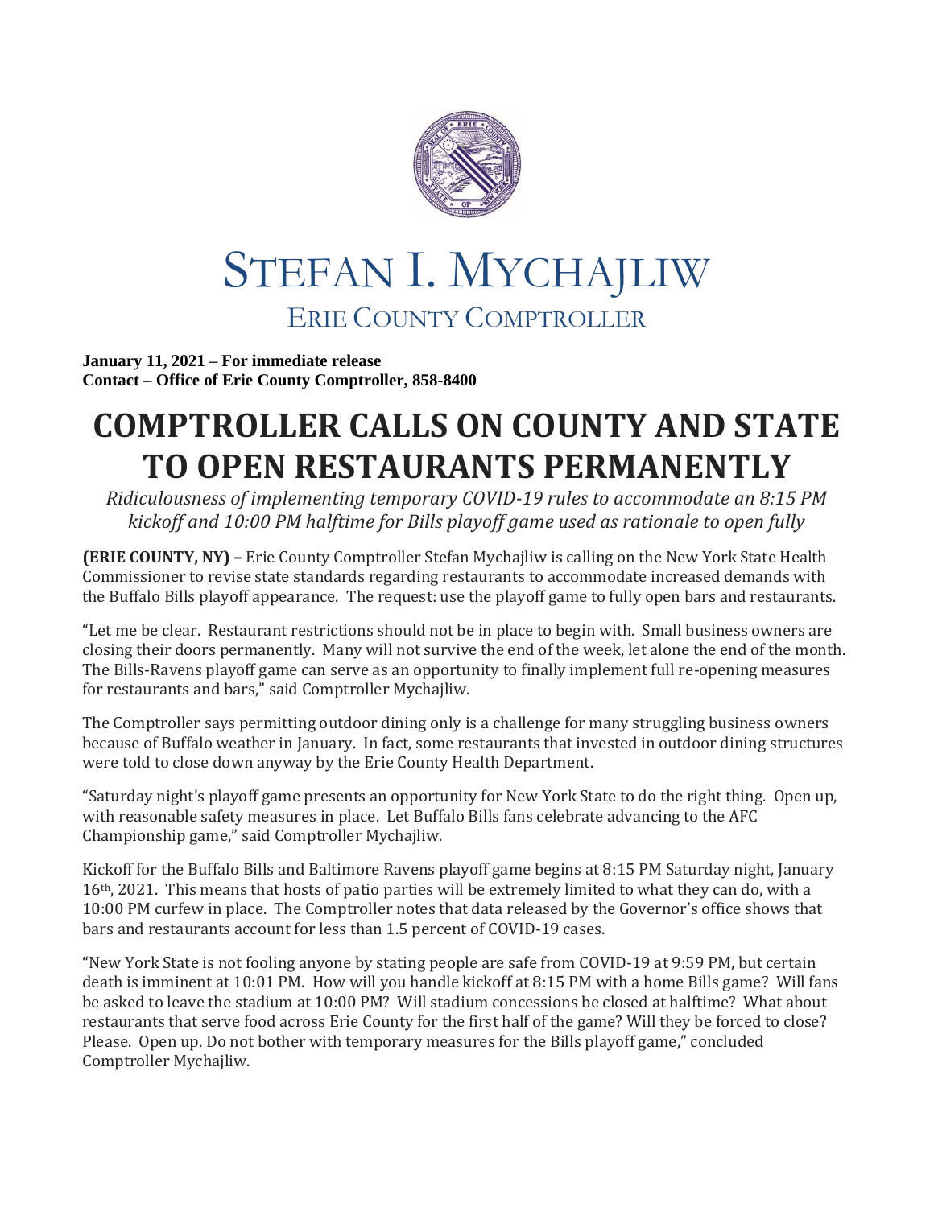# STEFAN I. MYCHAJLIW

## ERIE COUNTY COMPTROLLER

**January 11, 2021 – For immediate release**
**Contact – Office of Erie County Comptroller, 858-8400**

# COMPTROLLER CALLS ON COUNTY AND STATE TO OPEN RESTAURANTS PERMANENTLY

*Ridiculousness of implementing temporary COVID-19 rules to accommodate an 8:15 PM kickoff and 10:00 PM halftime for Bills playoff game used as rationale to open fully*

**(ERIE COUNTY, NY) –** Erie County Comptroller Stefan Mychajliw is calling on the New York State Health Commissioner to revise state standards regarding restaurants to accommodate increased demands with the Buffalo Bills playoff appearance. The request: use the playoff game to fully open bars and restaurants.

"Let me be clear. Restaurant restrictions should not be in place to begin with. Small business owners are closing their doors permanently. Many will not survive the end of the week, let alone the end of the month. The Bills-Ravens playoff game can serve as an opportunity to finally implement full re-opening measures for restaurants and bars," said Comptroller Mychajliw.

The Comptroller says permitting outdoor dining only is a challenge for many struggling business owners because of Buffalo weather in January. In fact, some restaurants that invested in outdoor dining structures were told to close down anyway by the Erie County Health Department.

"Saturday night's playoff game presents an opportunity for New York State to do the right thing. Open up, with reasonable safety measures in place. Let Buffalo Bills fans celebrate advancing to the AFC Championship game," said Comptroller Mychajliw.

Kickoff for the Buffalo Bills and Baltimore Ravens playoff game begins at 8:15 PM Saturday night, January 16th, 2021. This means that hosts of patio parties will be extremely limited to what they can do, with a 10:00 PM curfew in place. The Comptroller notes that data released by the Governor's office shows that bars and restaurants account for less than 1.5 percent of COVID-19 cases.

"New York State is not fooling anyone by stating people are safe from COVID-19 at 9:59 PM, but certain death is imminent at 10:01 PM. How will you handle kickoff at 8:15 PM with a home Bills game? Will fans be asked to leave the stadium at 10:00 PM? Will stadium concessions be closed at halftime? What about restaurants that serve food across Erie County for the first half of the game? Will they be forced to close? Please. Open up. Do not bother with temporary measures for the Bills playoff game," concluded Comptroller Mychajliw.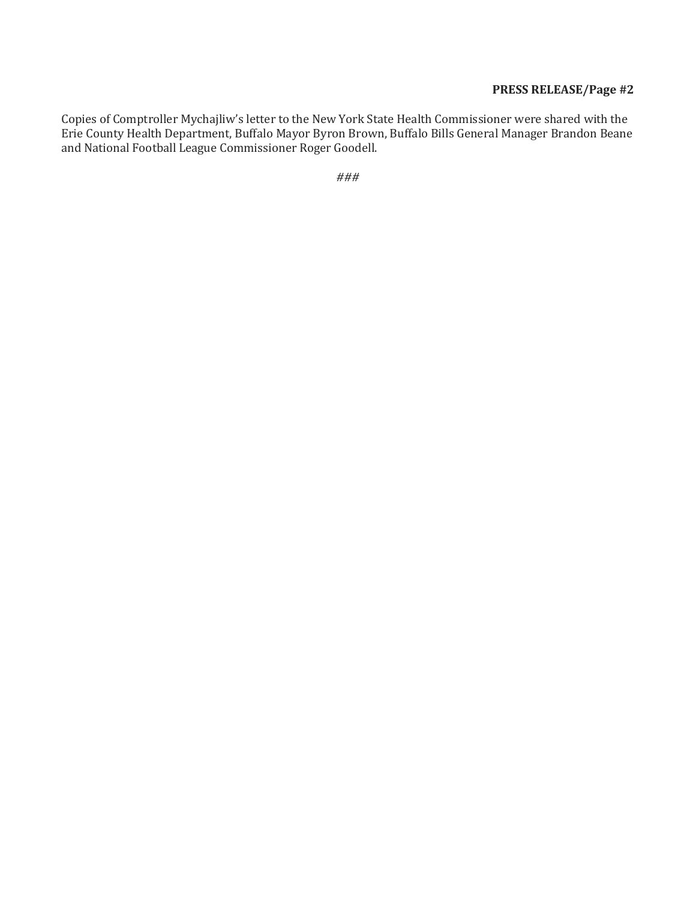Copies of Comptroller Mychajliw's letter to the New York State Health Commissioner were shared with the Erie County Health Department, Buffalo Mayor Byron Brown, Buffalo Bills General Manager Brandon Beane and National Football League Commissioner Roger Goodell.

###